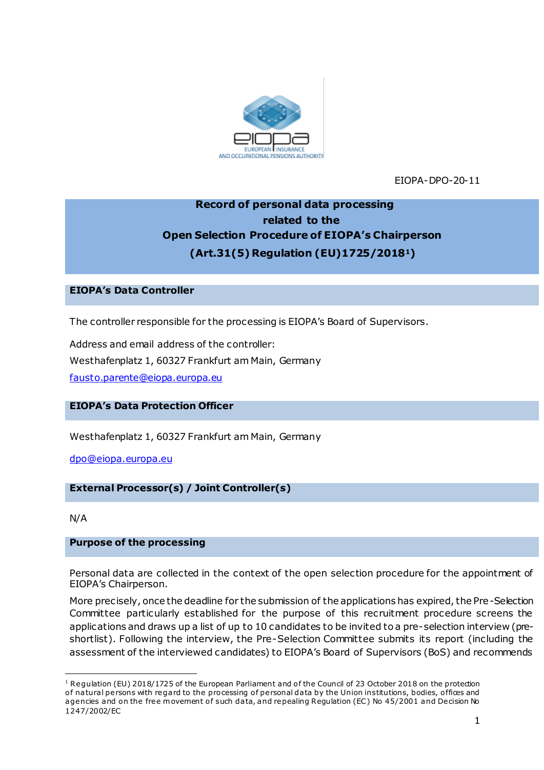EIOPA-DPO-20-11

# Record of personal data processing related to the Open Selection Procedure of EIOPA's Chairperson (Art.31(5) Regulation (EU)1725/2018[1])

## EIOPA's Data Controller

The controller responsible for the processing is EIOPA's Board of Supervisors.

Address and email address of the controller:
Westhafenplatz 1, 60327 Frankfurt am Main, Germany
fausto.parente@eiopa.europa.eu

## EIOPA's Data Protection Officer

Westhafenplatz 1, 60327 Frankfurt am Main, Germany

dpo@eiopa.europa.eu

## External Processor(s) / Joint Controller(s)

N/A

## Purpose of the processing

Personal data are collected in the context of the open selection procedure for the appointment of EIOPA's Chairperson.

More precisely, once the deadline for the submission of the applications has expired, the Pre-Selection Committee particularly established for the purpose of this recruitment procedure screens the applications and draws up a list of up to 10 candidates to be invited to a pre-selection interview (pre-shortlist). Following the interview, the Pre-Selection Committee submits its report (including the assessment of the interviewed candidates) to EIOPA's Board of Supervisors (BoS) and recommends

[1] Regulation (EU) 2018/1725 of the European Parliament and of the Council of 23 October 2018 on the protection of natural persons with regard to the processing of personal data by the Union institutions, bodies, offices and agencies and on the free movement of such data, and repealing Regulation (EC) No 45/2001 and Decision No 1247/2002/EC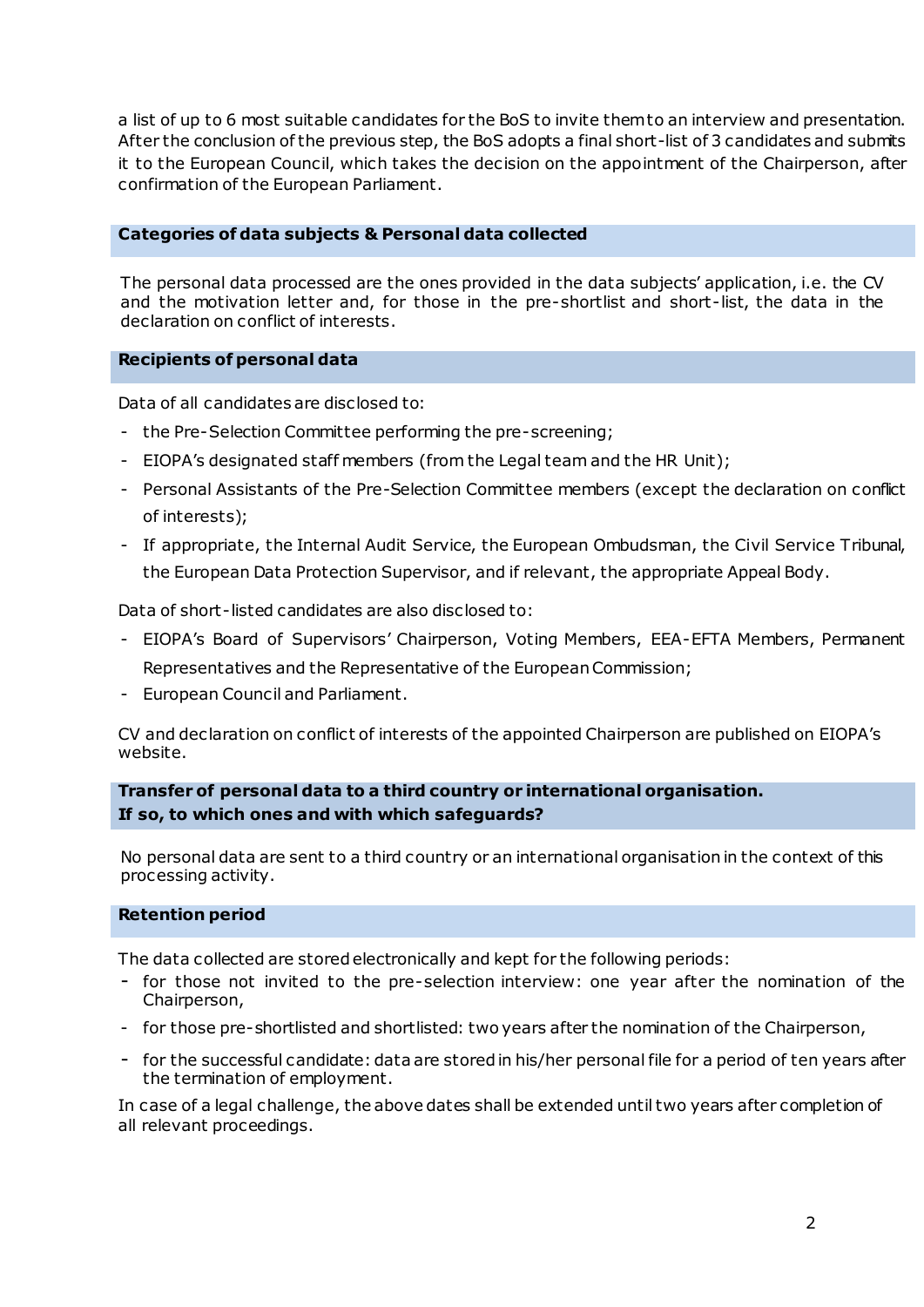a list of up to 6 most suitable candidates for the BoS to invite them to an interview and presentation. After the conclusion of the previous step, the BoS adopts a final short-list of 3 candidates and submits it to the European Council, which takes the decision on the appointment of the Chairperson, after confirmation of the European Parliament.

## Categories of data subjects & Personal data collected

The personal data processed are the ones provided in the data subjects' application, i.e. the CV and the motivation letter and, for those in the pre-shortlist and short-list, the data in the declaration on conflict of interests.

## Recipients of personal data

Data of all candidates are disclosed to:

- the Pre-Selection Committee performing the pre-screening;
- EIOPA's designated staff members (from the Legal team and the HR Unit);
- Personal Assistants of the Pre-Selection Committee members (except the declaration on conflict of interests);
- If appropriate, the Internal Audit Service, the European Ombudsman, the Civil Service Tribunal, the European Data Protection Supervisor, and if relevant, the appropriate Appeal Body.

Data of short-listed candidates are also disclosed to:

- EIOPA's Board of Supervisors' Chairperson, Voting Members, EEA-EFTA Members, Permanent Representatives and the Representative of the European Commission;
- European Council and Parliament.

CV and declaration on conflict of interests of the appointed Chairperson are published on EIOPA's website.

## Transfer of personal data to a third country or international organisation. If so, to which ones and with which safeguards?

No personal data are sent to a third country or an international organisation in the context of this processing activity.

## Retention period

The data collected are stored electronically and kept for the following periods:

- for those not invited to the pre-selection interview: one year after the nomination of the Chairperson,
- for those pre-shortlisted and shortlisted: two years after the nomination of the Chairperson,
- for the successful candidate: data are stored in his/her personal file for a period of ten years after the termination of employment.

In case of a legal challenge, the above dates shall be extended until two years after completion of all relevant proceedings.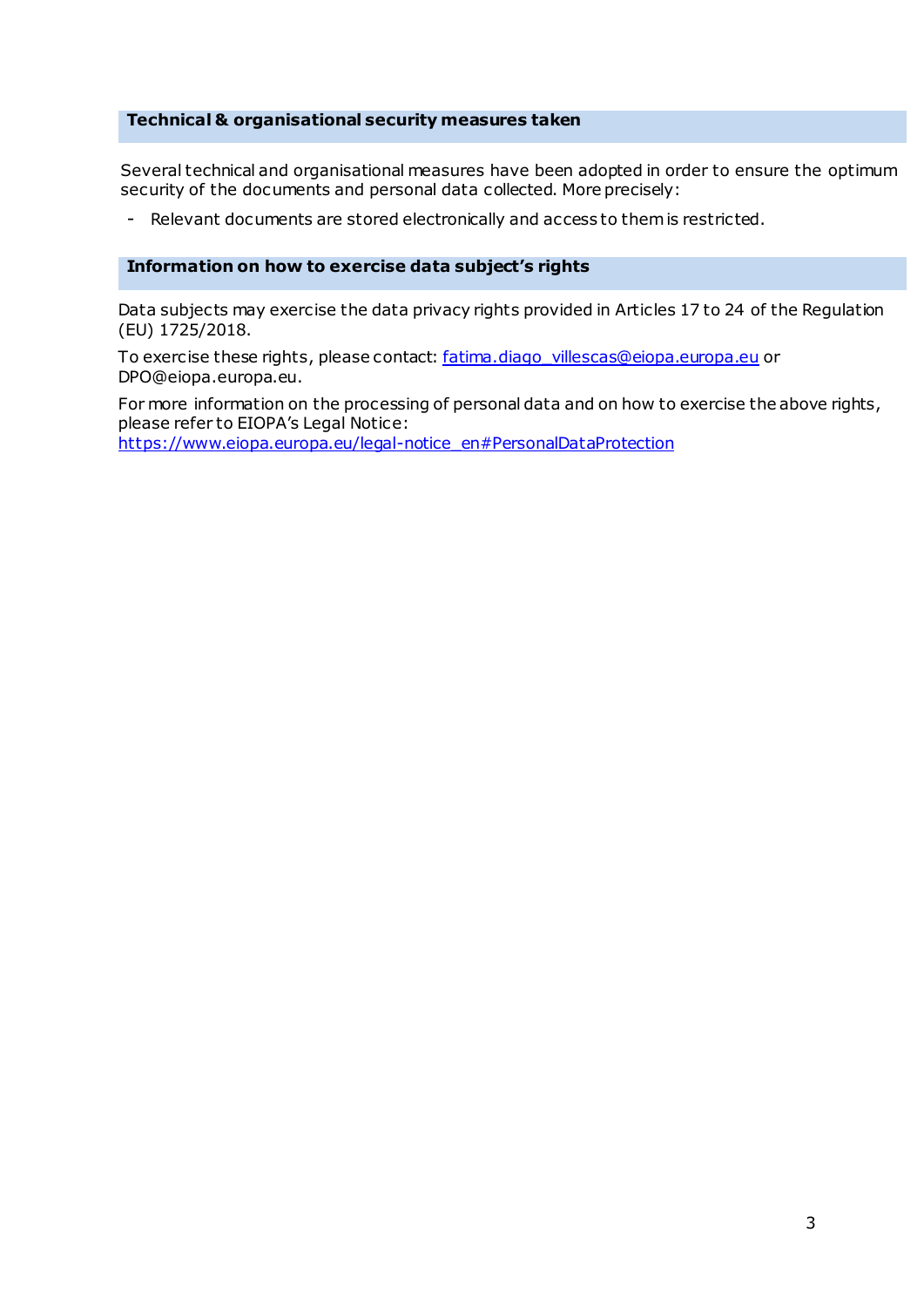## Technical & organisational security measures taken

Several technical and organisational measures have been adopted in order to ensure the optimum security of the documents and personal data collected. More precisely:

- Relevant documents are stored electronically and access to them is restricted.

## Information on how to exercise data subject's rights

Data subjects may exercise the data privacy rights provided in Articles 17 to 24 of the Regulation (EU) 1725/2018.

To exercise these rights, please contact: fatima.diago_villescas@eiopa.europa.eu or DPO@eiopa.europa.eu.

For more information on the processing of personal data and on how to exercise the above rights, please refer to EIOPA's Legal Notice: https://www.eiopa.europa.eu/legal-notice_en#PersonalDataProtection